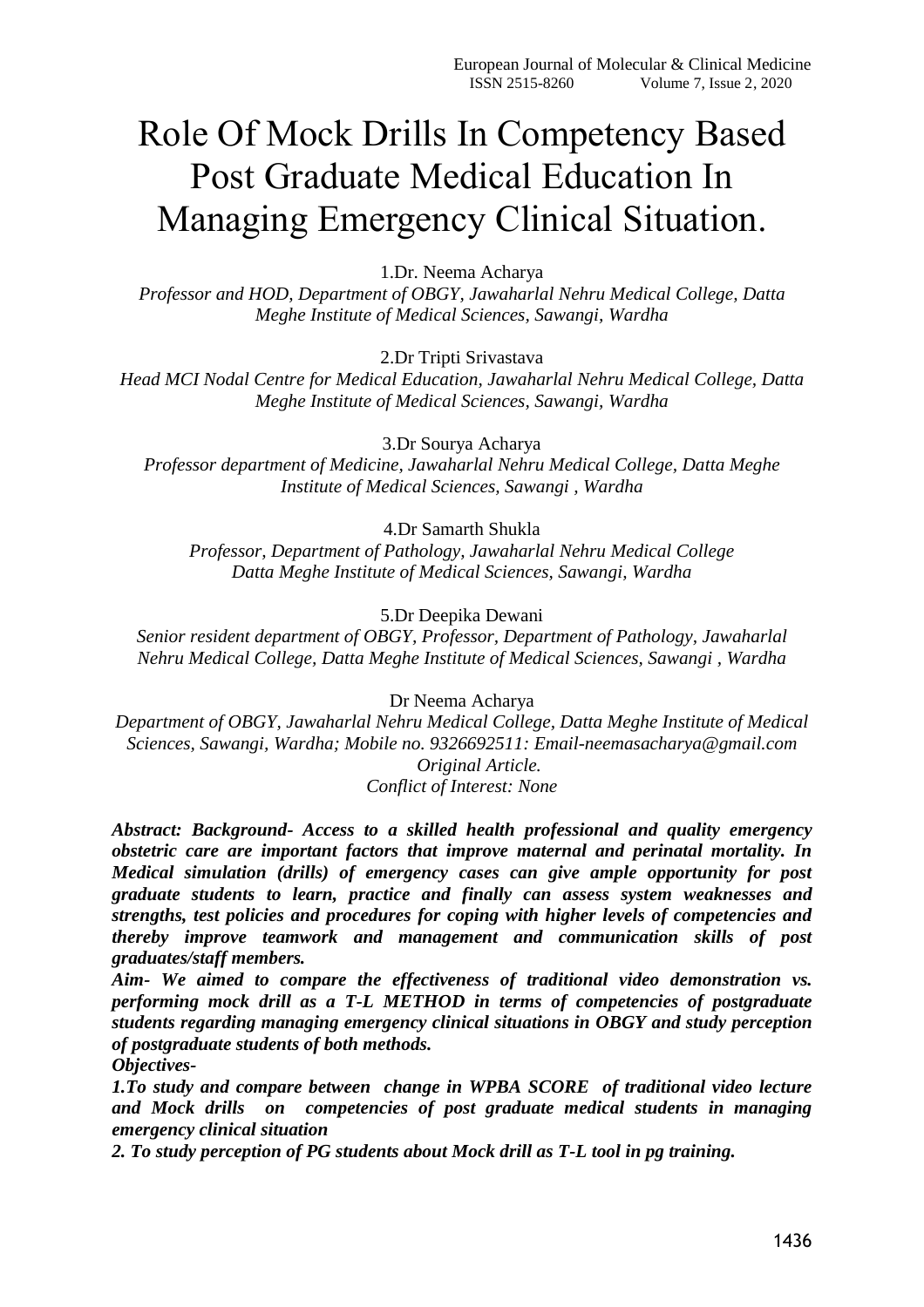# Role Of Mock Drills In Competency Based Post Graduate Medical Education In Managing Emergency Clinical Situation.

1.Dr. Neema Acharya

*Professor and HOD, Department of OBGY, Jawaharlal Nehru Medical College, Datta Meghe Institute of Medical Sciences, Sawangi, Wardha*

2.Dr Tripti Srivastava

*Head MCI Nodal Centre for Medical Education, Jawaharlal Nehru Medical College, Datta Meghe Institute of Medical Sciences, Sawangi, Wardha*

3.Dr Sourya Acharya

*Professor department of Medicine, Jawaharlal Nehru Medical College, Datta Meghe Institute of Medical Sciences, Sawangi , Wardha*

4.Dr Samarth Shukla

*Professor, Department of Pathology, Jawaharlal Nehru Medical College Datta Meghe Institute of Medical Sciences, Sawangi, Wardha*

5.Dr Deepika Dewani

*Senior resident department of OBGY, Professor, Department of Pathology, Jawaharlal Nehru Medical College, Datta Meghe Institute of Medical Sciences, Sawangi , Wardha*

Dr Neema Acharya

*Department of OBGY, Jawaharlal Nehru Medical College, Datta Meghe Institute of Medical Sciences, Sawangi, Wardha; Mobile no. 9326692511: Email-neemasacharya@gmail.com*

*Original Article.*

*Conflict of Interest: None*

***Abstract: Background- Access to a skilled health professional and quality emergency obstetric care are important factors that improve maternal and perinatal mortality. In Medical simulation (drills) of emergency cases can give ample opportunity for post graduate students to learn, practice and finally can assess system weaknesses and strengths, test policies and procedures for coping with higher levels of competencies and thereby improve teamwork and management and communication skills of post graduates/staff members.***

***Aim- We aimed to compare the effectiveness of traditional video demonstration vs. performing mock drill as a T-L METHOD in terms of competencies of postgraduate students regarding managing emergency clinical situations in OBGY and study perception of postgraduate students of both methods.***

***Objectives-***

***1.To study and compare between change in WPBA SCORE of traditional video lecture and Mock drills on competencies of post graduate medical students in managing emergency clinical situation***

***2. To study perception of PG students about Mock drill as T-L tool in pg training.***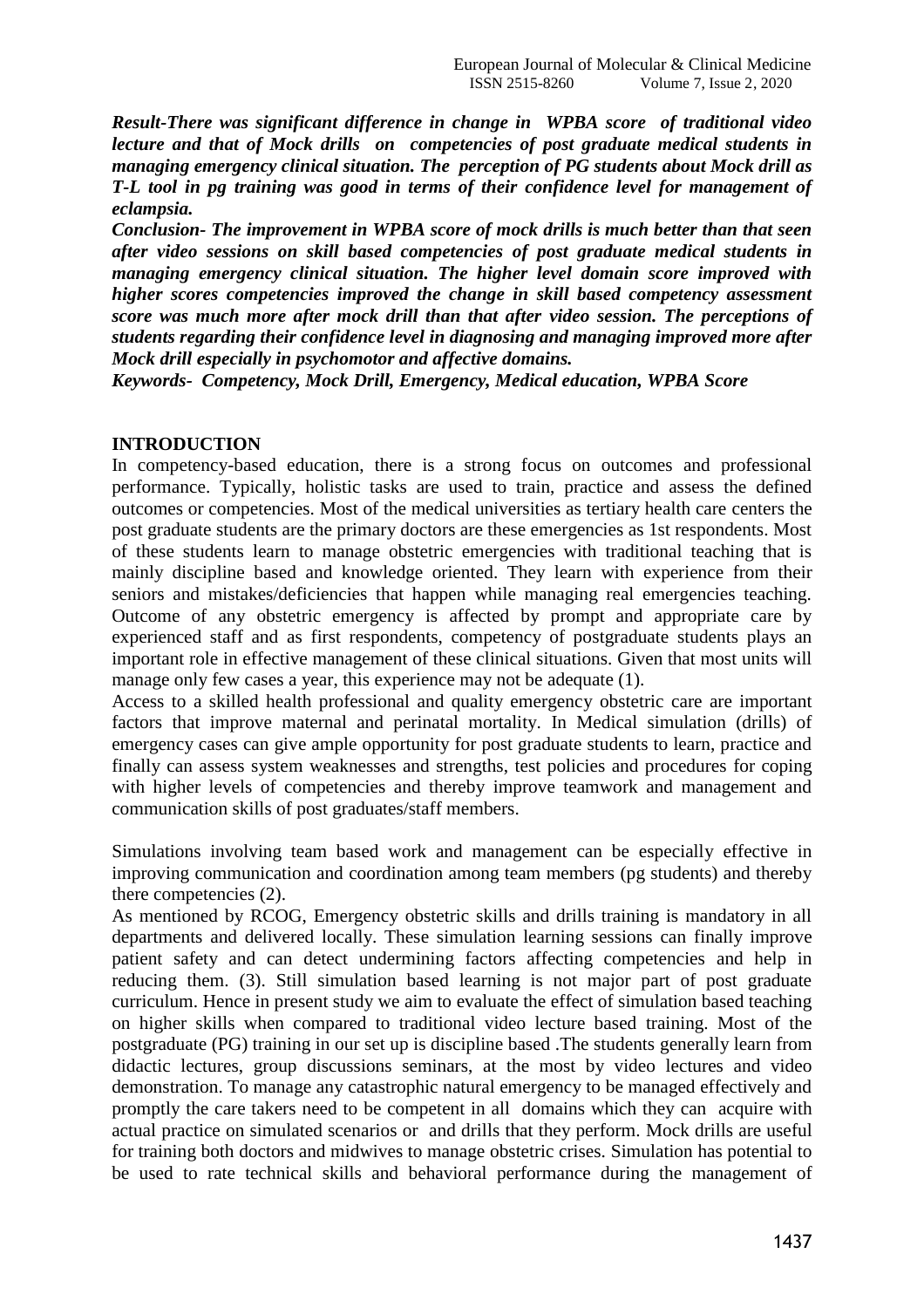***Result-There was significant difference in change in WPBA score of traditional video lecture and that of Mock drills on competencies of post graduate medical students in managing emergency clinical situation. The perception of PG students about Mock drill as T-L tool in pg training was good in terms of their confidence level for management of eclampsia.***

***Conclusion- The improvement in WPBA score of mock drills is much better than that seen after video sessions on skill based competencies of post graduate medical students in managing emergency clinical situation. The higher level domain score improved with higher scores competencies improved the change in skill based competency assessment score was much more after mock drill than that after video session. The perceptions of students regarding their confidence level in diagnosing and managing improved more after Mock drill especially in psychomotor and affective domains.***

***Keywords- Competency, Mock Drill, Emergency, Medical education, WPBA Score***

## INTRODUCTION

In competency-based education, there is a strong focus on outcomes and professional performance. Typically, holistic tasks are used to train, practice and assess the defined outcomes or competencies. Most of the medical universities as tertiary health care centers the post graduate students are the primary doctors are these emergencies as 1st respondents. Most of these students learn to manage obstetric emergencies with traditional teaching that is mainly discipline based and knowledge oriented. They learn with experience from their seniors and mistakes/deficiencies that happen while managing real emergencies teaching. Outcome of any obstetric emergency is affected by prompt and appropriate care by experienced staff and as first respondents, competency of postgraduate students plays an important role in effective management of these clinical situations. Given that most units will manage only few cases a year, this experience may not be adequate (1).

Access to a skilled health professional and quality emergency obstetric care are important factors that improve maternal and perinatal mortality. In Medical simulation (drills) of emergency cases can give ample opportunity for post graduate students to learn, practice and finally can assess system weaknesses and strengths, test policies and procedures for coping with higher levels of competencies and thereby improve teamwork and management and communication skills of post graduates/staff members.

Simulations involving team based work and management can be especially effective in improving communication and coordination among team members (pg students) and thereby there competencies (2).

As mentioned by RCOG, Emergency obstetric skills and drills training is mandatory in all departments and delivered locally. These simulation learning sessions can finally improve patient safety and can detect undermining factors affecting competencies and help in reducing them. (3). Still simulation based learning is not major part of post graduate curriculum. Hence in present study we aim to evaluate the effect of simulation based teaching on higher skills when compared to traditional video lecture based training. Most of the postgraduate (PG) training in our set up is discipline based .The students generally learn from didactic lectures, group discussions seminars, at the most by video lectures and video demonstration. To manage any catastrophic natural emergency to be managed effectively and promptly the care takers need to be competent in all domains which they can acquire with actual practice on simulated scenarios or and drills that they perform. Mock drills are useful for training both doctors and midwives to manage obstetric crises. Simulation has potential to be used to rate technical skills and behavioral performance during the management of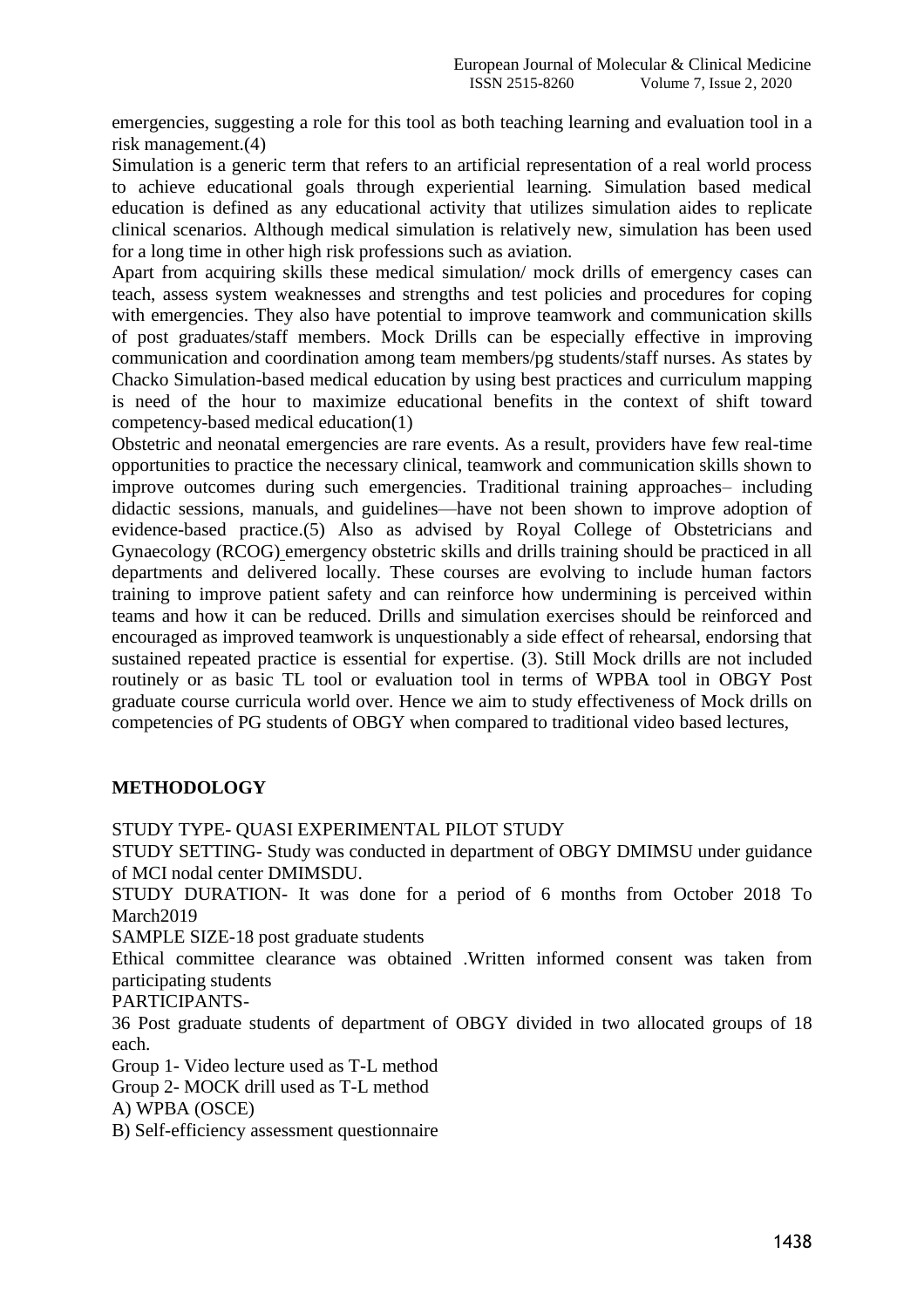emergencies, suggesting a role for this tool as both teaching learning and evaluation tool in a risk management.(4)

Simulation is a generic term that refers to an artificial representation of a real world process to achieve educational goals through experiential learning. Simulation based medical education is defined as any educational activity that utilizes simulation aides to replicate clinical scenarios. Although medical simulation is relatively new, simulation has been used for a long time in other high risk professions such as aviation.

Apart from acquiring skills these medical simulation/ mock drills of emergency cases can teach, assess system weaknesses and strengths and test policies and procedures for coping with emergencies. They also have potential to improve teamwork and communication skills of post graduates/staff members. Mock Drills can be especially effective in improving communication and coordination among team members/pg students/staff nurses. As states by Chacko Simulation-based medical education by using best practices and curriculum mapping is need of the hour to maximize educational benefits in the context of shift toward competency-based medical education(1)

Obstetric and neonatal emergencies are rare events. As a result, providers have few real-time opportunities to practice the necessary clinical, teamwork and communication skills shown to improve outcomes during such emergencies. Traditional training approaches– including didactic sessions, manuals, and guidelines—have not been shown to improve adoption of evidence-based practice.(5) Also as advised by Royal College of Obstetricians and Gynaecology (RCOG) emergency obstetric skills and drills training should be practiced in all departments and delivered locally. These courses are evolving to include human factors training to improve patient safety and can reinforce how undermining is perceived within teams and how it can be reduced. Drills and simulation exercises should be reinforced and encouraged as improved teamwork is unquestionably a side effect of rehearsal, endorsing that sustained repeated practice is essential for expertise. (3). Still Mock drills are not included routinely or as basic TL tool or evaluation tool in terms of WPBA tool in OBGY Post graduate course curricula world over. Hence we aim to study effectiveness of Mock drills on competencies of PG students of OBGY when compared to traditional video based lectures,

## METHODOLOGY

STUDY TYPE- QUASI EXPERIMENTAL PILOT STUDY

STUDY SETTING- Study was conducted in department of OBGY DMIMSU under guidance of MCI nodal center DMIMSDU.

STUDY DURATION- It was done for a period of 6 months from October 2018 To March2019

SAMPLE SIZE-18 post graduate students

Ethical committee clearance was obtained .Written informed consent was taken from participating students

PARTICIPANTS-

36 Post graduate students of department of OBGY divided in two allocated groups of 18 each.

Group 1- Video lecture used as T-L method

Group 2- MOCK drill used as T-L method

A) WPBA (OSCE)

B) Self-efficiency assessment questionnaire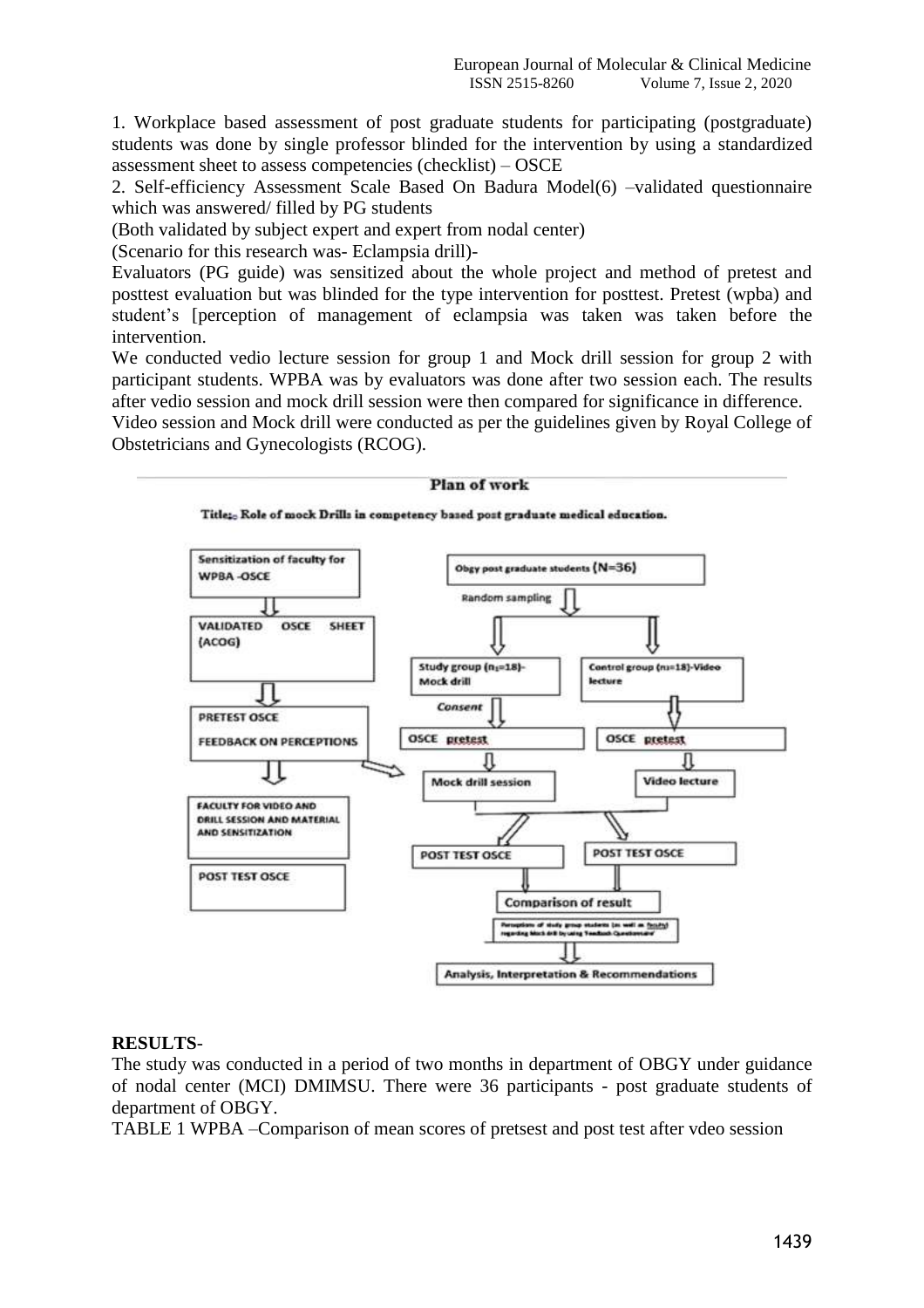1. Workplace based assessment of post graduate students for participating (postgraduate) students was done by single professor blinded for the intervention by using a standardized assessment sheet to assess competencies (checklist) – OSCE

2. Self-efficiency Assessment Scale Based On Badura Model(6) –validated questionnaire which was answered/ filled by PG students

(Both validated by subject expert and expert from nodal center)

(Scenario for this research was- Eclampsia drill)-

Evaluators (PG guide) was sensitized about the whole project and method of pretest and posttest evaluation but was blinded for the type intervention for posttest. Pretest (wpba) and student's [perception of management of eclampsia was taken was taken before the intervention.

We conducted vedio lecture session for group 1 and Mock drill session for group 2 with participant students. WPBA was by evaluators was done after two session each. The results after vedio session and mock drill session were then compared for significance in difference.

Video session and Mock drill were conducted as per the guidelines given by Royal College of Obstetricians and Gynecologists (RCOG).

**Plan of work**

**Title:- Role of mock Drills in competency based post graduate medical education.**

Sensitization of faculty for WPBA -OSCE

VALIDATED OSCE SHEET (ACOG)

PRETEST OSCE

FEEDBACK ON PERCEPTIONS

FACULTY FOR VIDEO AND DRILL SESSION AND MATERIAL AND SENSITIZATION

POST TEST OSCE

Obgy post graduate students (N=36)

Random sampling

Study group ($n_1$=18)- Mock drill

Control group ($n_2$=18)-Video lecture

Consent

OSCE pretest

OSCE pretest

Mock drill session

Video lecture

POST TEST OSCE

POST TEST OSCE

Comparison of result

Perceptions of study group students (as well as faculty) regarding Mock drill by using Feedback Questionnaire

Analysis, Interpretation & Recommendations

**RESULTS-**

The study was conducted in a period of two months in department of OBGY under guidance of nodal center (MCI) DMIMSU. There were 36 participants - post graduate students of department of OBGY.

TABLE 1 WPBA –Comparison of mean scores of pretsest and post test after vdeo session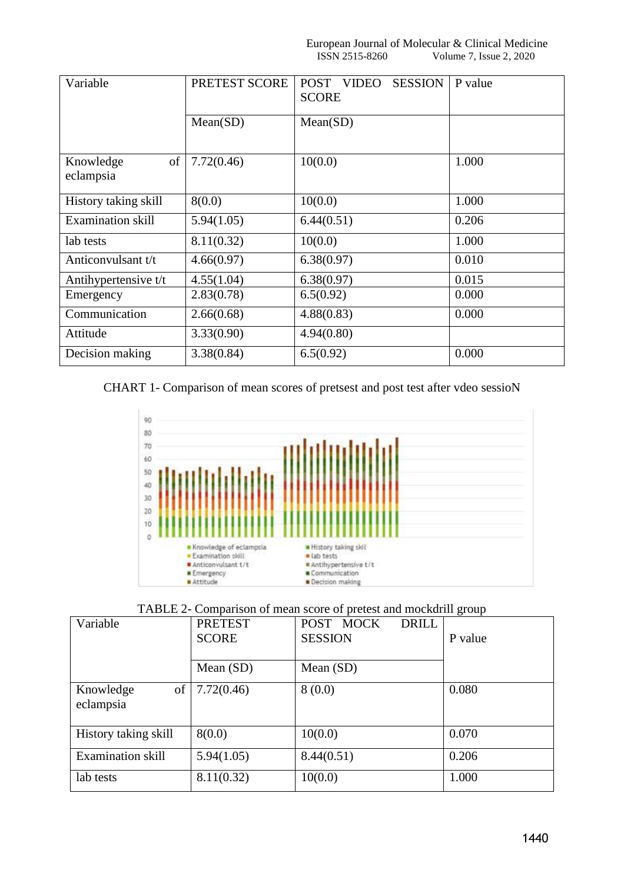| Variable | PRETEST SCORE | POST VIDEO SESSION SCORE | P value |
|---|---|---|---|
| | Mean(SD) | Mean(SD) | |
| Knowledge of eclampsia | 7.72(0.46) | 10(0.0) | 1.000 |
| History taking skill | 8(0.0) | 10(0.0) | 1.000 |
| Examination skill | 5.94(1.05) | 6.44(0.51) | 0.206 |
| lab tests | 8.11(0.32) | 10(0.0) | 1.000 |
| Anticonvulsant t/t | 4.66(0.97) | 6.38(0.97) | 0.010 |
| Antihypertensive t/t | 4.55(1.04) | 6.38(0.97) | 0.015 |
| Emergency | 2.83(0.78) | 6.5(0.92) | 0.000 |
| Communication | 2.66(0.68) | 4.88(0.83) | 0.000 |
| Attitude | 3.33(0.90) | 4.94(0.80) | |
| Decision making | 3.38(0.84) | 6.5(0.92) | 0.000 |

CHART 1- Comparison of mean scores of pretsest and post test after vdeo sessioN

TABLE 2- Comparison of mean score of pretest and mockdrill group

| Variable | PRETEST SCORE | POST MOCK DRILL SESSION | P value |
|---|---|---|---|
| | Mean (SD) | Mean (SD) | |
| Knowledge of eclampsia | 7.72(0.46) | 8 (0.0) | 0.080 |
| History taking skill | 8(0.0) | 10(0.0) | 0.070 |
| Examination skill | 5.94(1.05) | 8.44(0.51) | 0.206 |
| lab tests | 8.11(0.32) | 10(0.0) | 1.000 |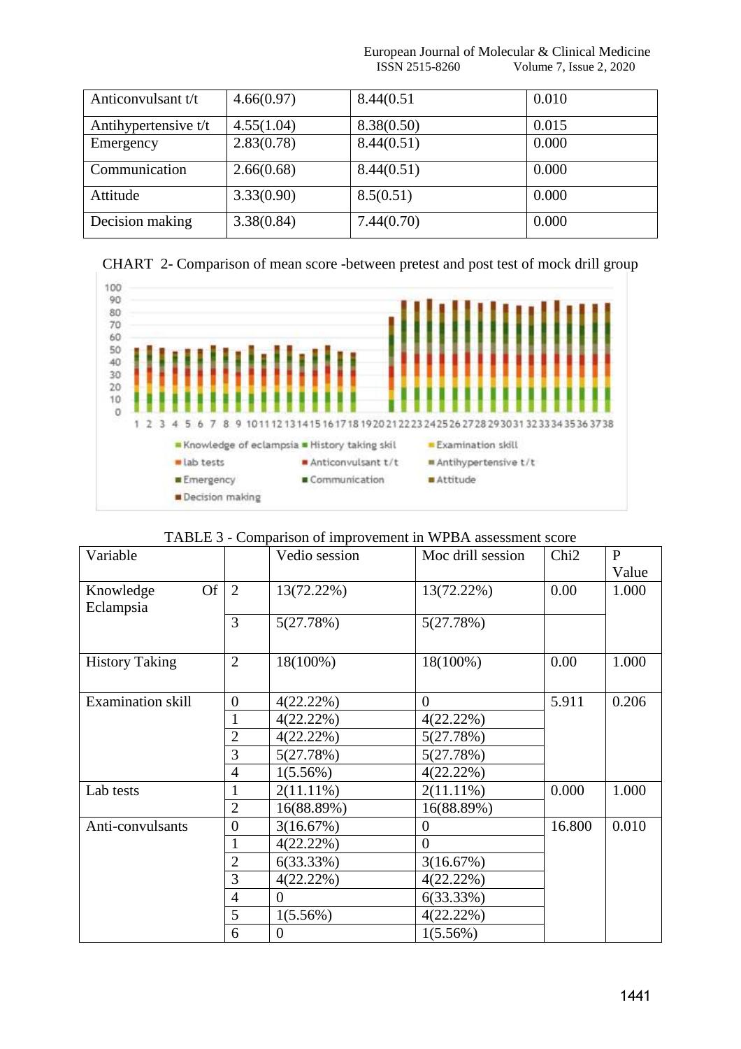| | | | |
|---|---|---|---|
| Anticonvulsant t/t | 4.66(0.97) | 8.44(0.51 | 0.010 |
| Antihypertensive t/t | 4.55(1.04) | 8.38(0.50) | 0.015 |
| Emergency | 2.83(0.78) | 8.44(0.51) | 0.000 |
| Communication | 2.66(0.68) | 8.44(0.51) | 0.000 |
| Attitude | 3.33(0.90) | 8.5(0.51) | 0.000 |
| Decision making | 3.38(0.84) | 7.44(0.70) | 0.000 |

CHART 2- Comparison of mean score -between pretest and post test of mock drill group

100
90
80
70
60
50
40
30
20
10
0

1 2 3 4 5 6 7 8 9 10 11 12 13 14 15 16 17 18 19 20 21 22 23 24 25 26 27 28 29 30 31 32 33 34 35 36 37 38

Knowledge of eclampsia
History taking skil
Examination skill
lab tests
Anticonvulsant t/t
Antihypertensive t/t
Emergency
Communication
Attitude
Decision making

TABLE 3 - Comparison of improvement in WPBA assessment score

| Variable | | Vedio session | Moc drill session | Chi2 | P Value |
|---|---|---|---|---|---|
| Knowledge Of Eclampsia | 2 | 13(72.22%) | 13(72.22%) | 0.00 | 1.000 |
| | 3 | 5(27.78%) | 5(27.78%) | | |
| History Taking | 2 | 18(100%) | 18(100%) | 0.00 | 1.000 |
| Examination skill | 0 | 4(22.22%) | 0 | 5.911 | 0.206 |
| | 1 | 4(22.22%) | 4(22.22%) | | |
| | 2 | 4(22.22%) | 5(27.78%) | | |
| | 3 | 5(27.78%) | 5(27.78%) | | |
| | 4 | 1(5.56%) | 4(22.22%) | | |
| Lab tests | 1 | 2(11.11%) | 2(11.11%) | 0.000 | 1.000 |
| | 2 | 16(88.89%) | 16(88.89%) | | |
| Anti-convulsants | 0 | 3(16.67%) | 0 | 16.800 | 0.010 |
| | 1 | 4(22.22%) | 0 | | |
| | 2 | 6(33.33%) | 3(16.67%) | | |
| | 3 | 4(22.22%) | 4(22.22%) | | |
| | 4 | 0 | 6(33.33%) | | |
| | 5 | 1(5.56%) | 4(22.22%) | | |
| | 6 | 0 | 1(5.56%) | | |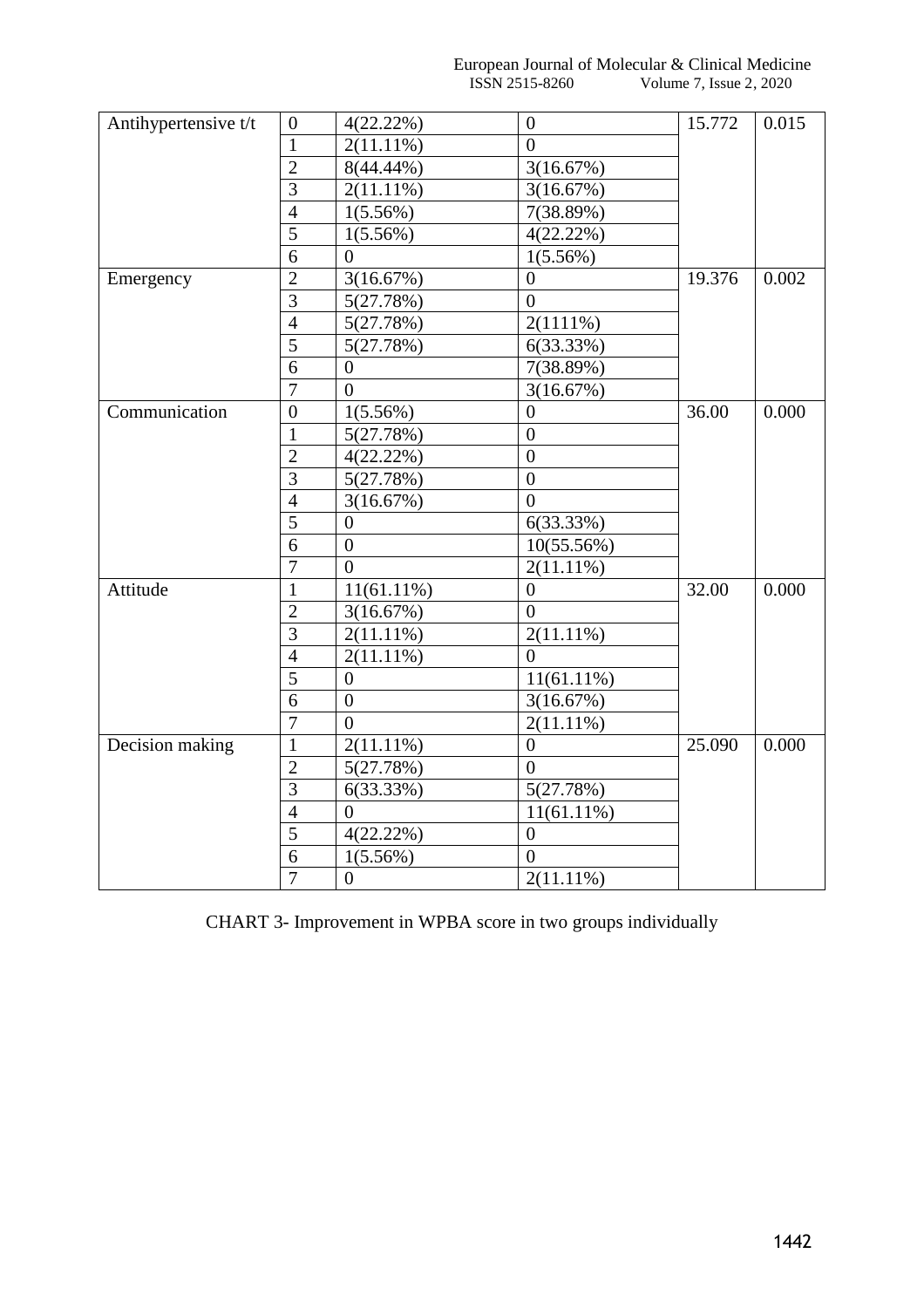| | | | | | |
|---|---|---|---|---|---|
| Antihypertensive t/t | 0 | 4(22.22%) | 0 | 15.772 | 0.015 |
| | 1 | 2(11.11%) | 0 | | |
| | 2 | 8(44.44%) | 3(16.67%) | | |
| | 3 | 2(11.11%) | 3(16.67%) | | |
| | 4 | 1(5.56%) | 7(38.89%) | | |
| | 5 | 1(5.56%) | 4(22.22%) | | |
| | 6 | 0 | 1(5.56%) | | |
| Emergency | 2 | 3(16.67%) | 0 | 19.376 | 0.002 |
| | 3 | 5(27.78%) | 0 | | |
| | 4 | 5(27.78%) | 2(1111%) | | |
| | 5 | 5(27.78%) | 6(33.33%) | | |
| | 6 | 0 | 7(38.89%) | | |
| | 7 | 0 | 3(16.67%) | | |
| Communication | 0 | 1(5.56%) | 0 | 36.00 | 0.000 |
| | 1 | 5(27.78%) | 0 | | |
| | 2 | 4(22.22%) | 0 | | |
| | 3 | 5(27.78%) | 0 | | |
| | 4 | 3(16.67%) | 0 | | |
| | 5 | 0 | 6(33.33%) | | |
| | 6 | 0 | 10(55.56%) | | |
| | 7 | 0 | 2(11.11%) | | |
| Attitude | 1 | 11(61.11%) | 0 | 32.00 | 0.000 |
| | 2 | 3(16.67%) | 0 | | |
| | 3 | 2(11.11%) | 2(11.11%) | | |
| | 4 | 2(11.11%) | 0 | | |
| | 5 | 0 | 11(61.11%) | | |
| | 6 | 0 | 3(16.67%) | | |
| | 7 | 0 | 2(11.11%) | | |
| Decision making | 1 | 2(11.11%) | 0 | 25.090 | 0.000 |
| | 2 | 5(27.78%) | 0 | | |
| | 3 | 6(33.33%) | 5(27.78%) | | |
| | 4 | 0 | 11(61.11%) | | |
| | 5 | 4(22.22%) | 0 | | |
| | 6 | 1(5.56%) | 0 | | |
| | 7 | 0 | 2(11.11%) | | |

CHART 3- Improvement in WPBA score in two groups individually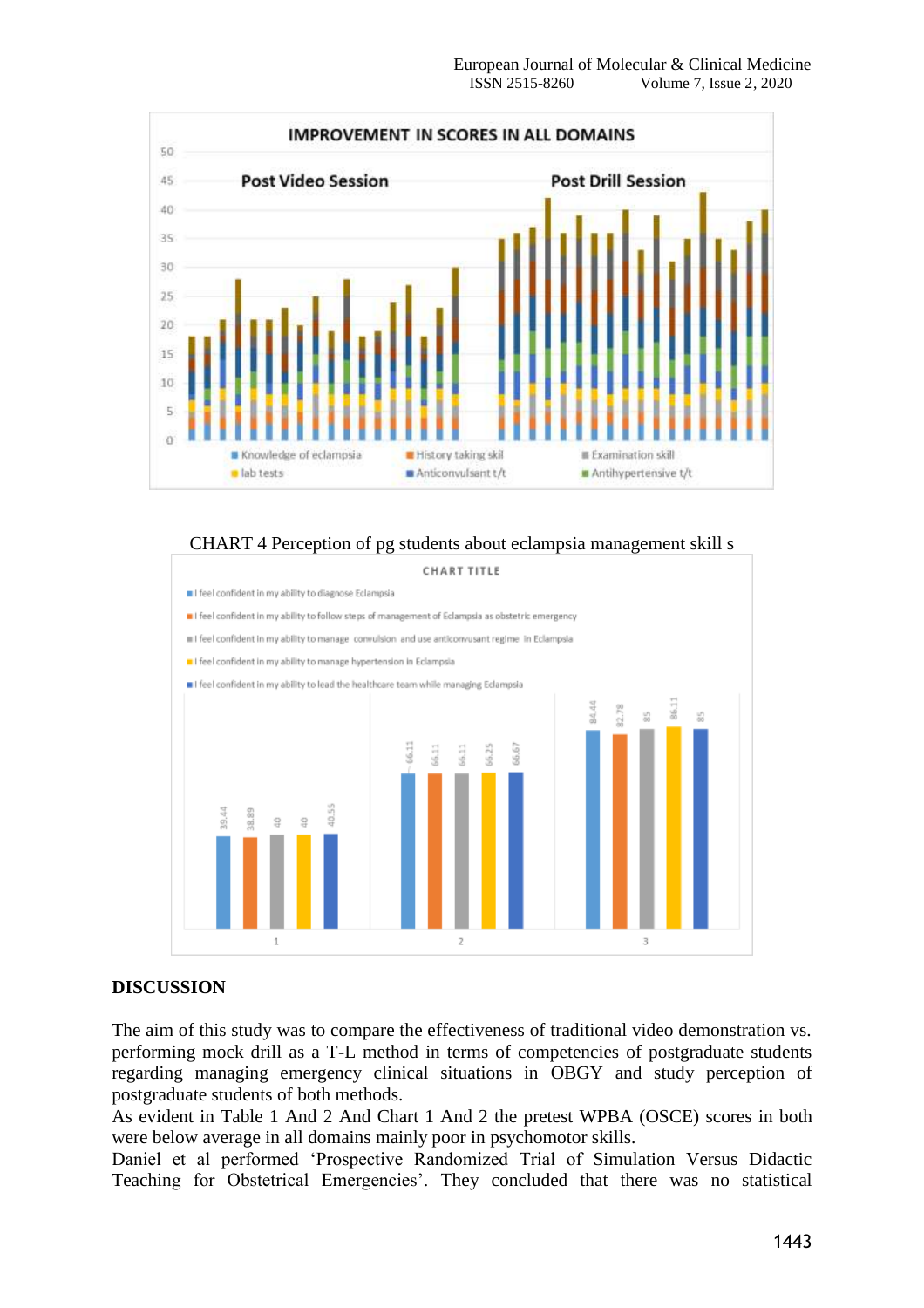IMPROVEMENT IN SCORES IN ALL DOMAINS

Post Video Session

Post Drill Session

50
45
40
35
30
25
20
15
10
5
0

Knowledge of eclampsia
History taking skil
Examination skill
lab tests
Anticonvulsant t/t
Antihypertensive t/t

CHART 4 Perception of pg students about eclampsia management skill s

CHART TITLE

I feel confident in my ability to diagnose Eclampsia

I feel confident in my ability to follow steps of management of Eclampsia as obstetric emergency

I feel confident in my ability to manage convulsion and use anticonvusant regime in Eclampsia

I feel confident in my ability to manage hypertension in Eclampsia

I feel confident in my ability to lead the healthcare team while managing Eclampsia

39.44
38.89
40
40
40.55

66.11
66.11
66.11
66.25
66.67

84.44
82.78
85
86.11
85

1
2
3

## DISCUSSION

The aim of this study was to compare the effectiveness of traditional video demonstration vs. performing mock drill as a T-L method in terms of competencies of postgraduate students regarding managing emergency clinical situations in OBGY and study perception of postgraduate students of both methods.

As evident in Table 1 And 2 And Chart 1 And 2 the pretest WPBA (OSCE) scores in both were below average in all domains mainly poor in psychomotor skills.

Daniel et al performed 'Prospective Randomized Trial of Simulation Versus Didactic Teaching for Obstetrical Emergencies'. They concluded that there was no statistical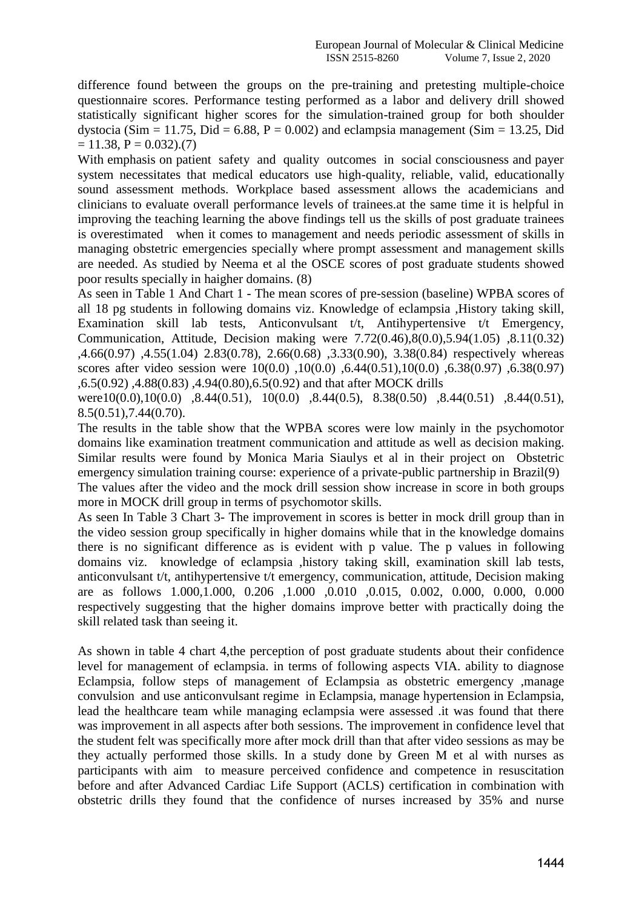difference found between the groups on the pre-training and pretesting multiple-choice questionnaire scores. Performance testing performed as a labor and delivery drill showed statistically significant higher scores for the simulation-trained group for both shoulder dystocia (Sim = 11.75, Did = 6.88, P = 0.002) and eclampsia management (Sim = 13.25, Did = 11.38, P = 0.032).(7)

With emphasis on patient safety and quality outcomes in social consciousness and payer system necessitates that medical educators use high-quality, reliable, valid, educationally sound assessment methods. Workplace based assessment allows the academicians and clinicians to evaluate overall performance levels of trainees.at the same time it is helpful in improving the teaching learning the above findings tell us the skills of post graduate trainees is overestimated when it comes to management and needs periodic assessment of skills in managing obstetric emergencies specially where prompt assessment and management skills are needed. As studied by Neema et al the OSCE scores of post graduate students showed poor results specially in haigher domains. (8)

As seen in Table 1 And Chart 1 - The mean scores of pre-session (baseline) WPBA scores of all 18 pg students in following domains viz. Knowledge of eclampsia ,History taking skill, Examination skill lab tests, Anticonvulsant t/t, Antihypertensive t/t Emergency, Communication, Attitude, Decision making were 7.72(0.46),8(0.0),5.94(1.05) ,8.11(0.32) ,4.66(0.97) ,4.55(1.04) 2.83(0.78), 2.66(0.68) ,3.33(0.90), 3.38(0.84) respectively whereas scores after video session were 10(0.0) ,10(0.0) ,6.44(0.51),10(0.0) ,6.38(0.97) ,6.38(0.97) ,6.5(0.92) ,4.88(0.83) ,4.94(0.80),6.5(0.92) and that after MOCK drills were10(0.0),10(0.0) ,8.44(0.51), 10(0.0) ,8.44(0.5), 8.38(0.50) ,8.44(0.51) ,8.44(0.51), 8.5(0.51),7.44(0.70).

The results in the table show that the WPBA scores were low mainly in the psychomotor domains like examination treatment communication and attitude as well as decision making. Similar results were found by Monica Maria Siaulys et al in their project on Obstetric emergency simulation training course: experience of a private-public partnership in Brazil(9)

The values after the video and the mock drill session show increase in score in both groups more in MOCK drill group in terms of psychomotor skills.

As seen In Table 3 Chart 3- The improvement in scores is better in mock drill group than in the video session group specifically in higher domains while that in the knowledge domains there is no significant difference as is evident with p value. The p values in following domains viz. knowledge of eclampsia ,history taking skill, examination skill lab tests, anticonvulsant t/t, antihypertensive t/t emergency, communication, attitude, Decision making are as follows 1.000,1.000, 0.206 ,1.000 ,0.010 ,0.015, 0.002, 0.000, 0.000, 0.000 respectively suggesting that the higher domains improve better with practically doing the skill related task than seeing it.

As shown in table 4 chart 4,the perception of post graduate students about their confidence level for management of eclampsia. in terms of following aspects VIA. ability to diagnose Eclampsia, follow steps of management of Eclampsia as obstetric emergency ,manage convulsion and use anticonvulsant regime in Eclampsia, manage hypertension in Eclampsia, lead the healthcare team while managing eclampsia were assessed .it was found that there was improvement in all aspects after both sessions. The improvement in confidence level that the student felt was specifically more after mock drill than that after video sessions as may be they actually performed those skills. In a study done by Green M et al with nurses as participants with aim to measure perceived confidence and competence in resuscitation before and after Advanced Cardiac Life Support (ACLS) certification in combination with obstetric drills they found that the confidence of nurses increased by 35% and nurse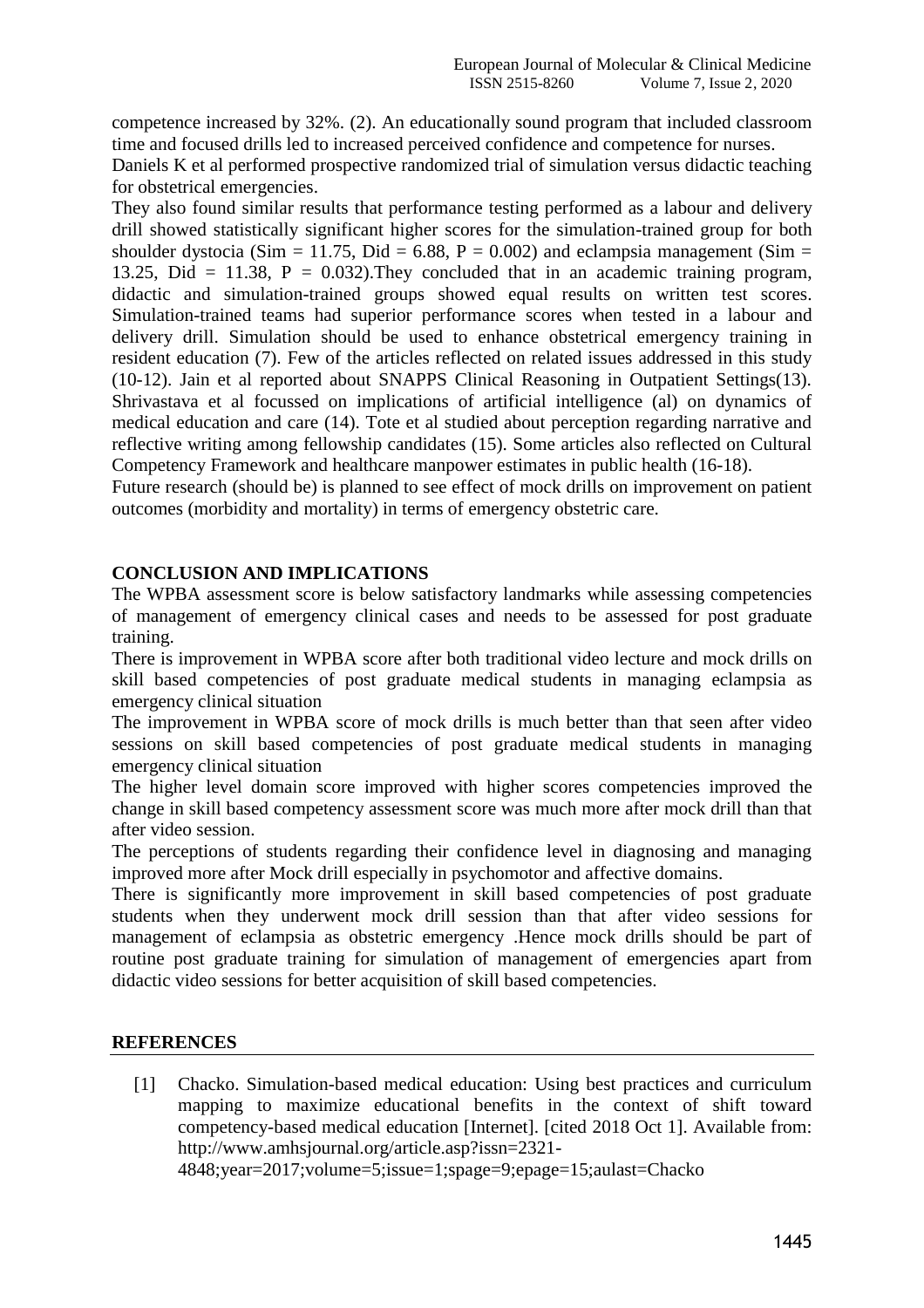competence increased by 32%. (2). An educationally sound program that included classroom time and focused drills led to increased perceived confidence and competence for nurses.

Daniels K et al performed prospective randomized trial of simulation versus didactic teaching for obstetrical emergencies.

They also found similar results that performance testing performed as a labour and delivery drill showed statistically significant higher scores for the simulation-trained group for both shoulder dystocia (Sim = 11.75, Did = 6.88, P = 0.002) and eclampsia management (Sim = 13.25, Did = 11.38, P = 0.032).They concluded that in an academic training program, didactic and simulation-trained groups showed equal results on written test scores. Simulation-trained teams had superior performance scores when tested in a labour and delivery drill. Simulation should be used to enhance obstetrical emergency training in resident education (7). Few of the articles reflected on related issues addressed in this study (10-12). Jain et al reported about SNAPPS Clinical Reasoning in Outpatient Settings(13). Shrivastava et al focussed on implications of artificial intelligence (al) on dynamics of medical education and care (14). Tote et al studied about perception regarding narrative and reflective writing among fellowship candidates (15). Some articles also reflected on Cultural Competency Framework and healthcare manpower estimates in public health (16-18).

Future research (should be) is planned to see effect of mock drills on improvement on patient outcomes (morbidity and mortality) in terms of emergency obstetric care.

## CONCLUSION AND IMPLICATIONS

The WPBA assessment score is below satisfactory landmarks while assessing competencies of management of emergency clinical cases and needs to be assessed for post graduate training.

There is improvement in WPBA score after both traditional video lecture and mock drills on skill based competencies of post graduate medical students in managing eclampsia as emergency clinical situation

The improvement in WPBA score of mock drills is much better than that seen after video sessions on skill based competencies of post graduate medical students in managing emergency clinical situation

The higher level domain score improved with higher scores competencies improved the change in skill based competency assessment score was much more after mock drill than that after video session.

The perceptions of students regarding their confidence level in diagnosing and managing improved more after Mock drill especially in psychomotor and affective domains.

There is significantly more improvement in skill based competencies of post graduate students when they underwent mock drill session than that after video sessions for management of eclampsia as obstetric emergency .Hence mock drills should be part of routine post graduate training for simulation of management of emergencies apart from didactic video sessions for better acquisition of skill based competencies.

## REFERENCES

[1] Chacko. Simulation-based medical education: Using best practices and curriculum mapping to maximize educational benefits in the context of shift toward competency-based medical education [Internet]. [cited 2018 Oct 1]. Available from: http://www.amhsjournal.org/article.asp?issn=2321-4848;year=2017;volume=5;issue=1;spage=9;epage=15;aulast=Chacko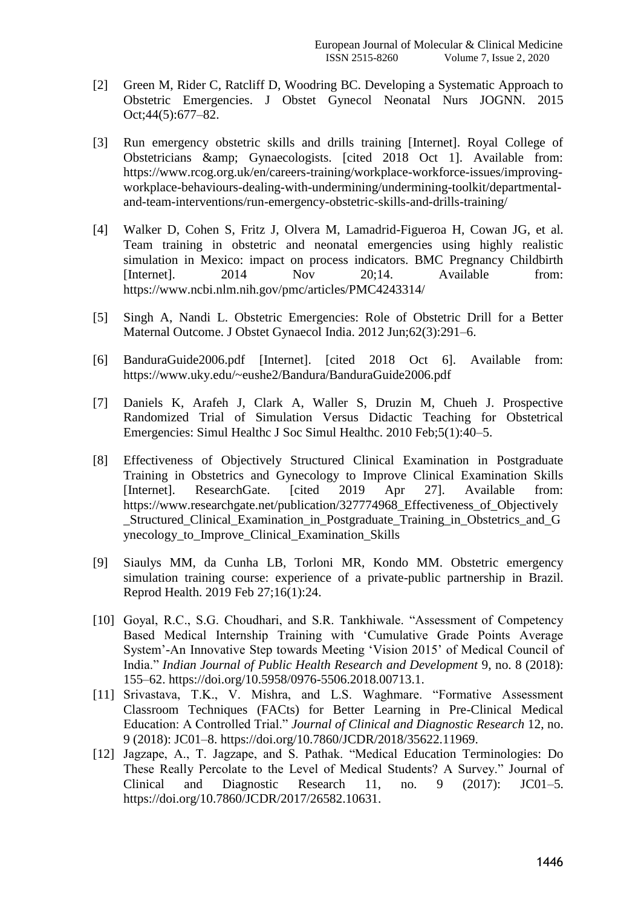[2] Green M, Rider C, Ratcliff D, Woodring BC. Developing a Systematic Approach to Obstetric Emergencies. J Obstet Gynecol Neonatal Nurs JOGNN. 2015 Oct;44(5):677–82.

[3] Run emergency obstetric skills and drills training [Internet]. Royal College of Obstetricians &amp; Gynaecologists. [cited 2018 Oct 1]. Available from: https://www.rcog.org.uk/en/careers-training/workplace-workforce-issues/improving-workplace-behaviours-dealing-with-undermining/undermining-toolkit/departmental-and-team-interventions/run-emergency-obstetric-skills-and-drills-training/

[4] Walker D, Cohen S, Fritz J, Olvera M, Lamadrid-Figueroa H, Cowan JG, et al. Team training in obstetric and neonatal emergencies using highly realistic simulation in Mexico: impact on process indicators. BMC Pregnancy Childbirth [Internet]. 2014 Nov 20;14. Available from: https://www.ncbi.nlm.nih.gov/pmc/articles/PMC4243314/

[5] Singh A, Nandi L. Obstetric Emergencies: Role of Obstetric Drill for a Better Maternal Outcome. J Obstet Gynaecol India. 2012 Jun;62(3):291–6.

[6] BanduraGuide2006.pdf [Internet]. [cited 2018 Oct 6]. Available from: https://www.uky.edu/~eushe2/Bandura/BanduraGuide2006.pdf

[7] Daniels K, Arafeh J, Clark A, Waller S, Druzin M, Chueh J. Prospective Randomized Trial of Simulation Versus Didactic Teaching for Obstetrical Emergencies: Simul Healthc J Soc Simul Healthc. 2010 Feb;5(1):40–5.

[8] Effectiveness of Objectively Structured Clinical Examination in Postgraduate Training in Obstetrics and Gynecology to Improve Clinical Examination Skills [Internet]. ResearchGate. [cited 2019 Apr 27]. Available from: https://www.researchgate.net/publication/327774968_Effectiveness_of_Objectively_Structured_Clinical_Examination_in_Postgraduate_Training_in_Obstetrics_and_Gynecology_to_Improve_Clinical_Examination_Skills

[9] Siaulys MM, da Cunha LB, Torloni MR, Kondo MM. Obstetric emergency simulation training course: experience of a private-public partnership in Brazil. Reprod Health. 2019 Feb 27;16(1):24.

[10] Goyal, R.C., S.G. Choudhari, and S.R. Tankhiwale. "Assessment of Competency Based Medical Internship Training with 'Cumulative Grade Points Average System'-An Innovative Step towards Meeting 'Vision 2015' of Medical Council of India." *Indian Journal of Public Health Research and Development* 9, no. 8 (2018): 155–62. https://doi.org/10.5958/0976-5506.2018.00713.1.

[11] Srivastava, T.K., V. Mishra, and L.S. Waghmare. "Formative Assessment Classroom Techniques (FACts) for Better Learning in Pre-Clinical Medical Education: A Controlled Trial." *Journal of Clinical and Diagnostic Research* 12, no. 9 (2018): JC01–8. https://doi.org/10.7860/JCDR/2018/35622.11969.

[12] Jagzape, A., T. Jagzape, and S. Pathak. "Medical Education Terminologies: Do These Really Percolate to the Level of Medical Students? A Survey." Journal of Clinical and Diagnostic Research 11, no. 9 (2017): JC01–5. https://doi.org/10.7860/JCDR/2017/26582.10631.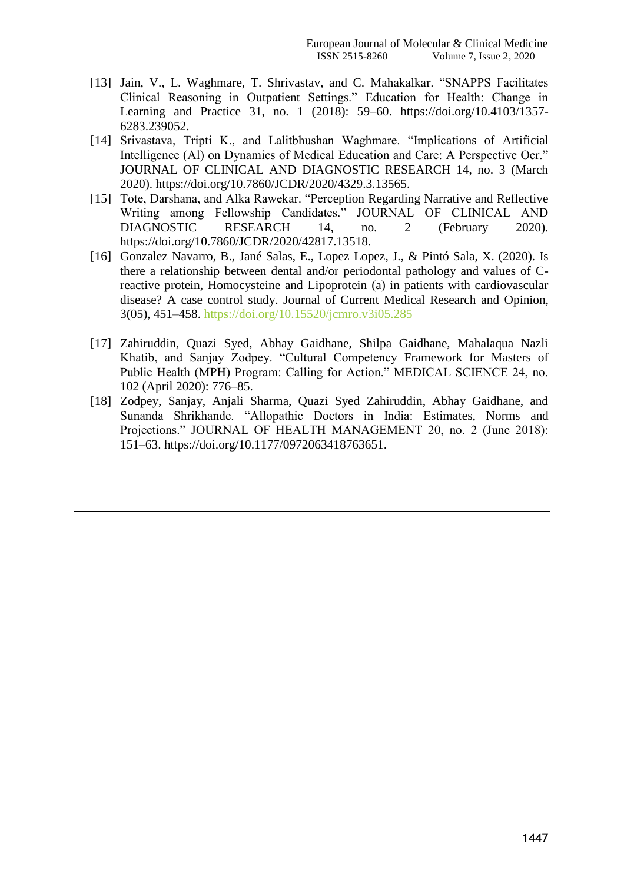[13] Jain, V., L. Waghmare, T. Shrivastav, and C. Mahakalkar. "SNAPPS Facilitates Clinical Reasoning in Outpatient Settings." Education for Health: Change in Learning and Practice 31, no. 1 (2018): 59–60. https://doi.org/10.4103/1357-6283.239052.

[14] Srivastava, Tripti K., and Lalitbhushan Waghmare. "Implications of Artificial Intelligence (Al) on Dynamics of Medical Education and Care: A Perspective Ocr." JOURNAL OF CLINICAL AND DIAGNOSTIC RESEARCH 14, no. 3 (March 2020). https://doi.org/10.7860/JCDR/2020/4329.3.13565.

[15] Tote, Darshana, and Alka Rawekar. "Perception Regarding Narrative and Reflective Writing among Fellowship Candidates." JOURNAL OF CLINICAL AND DIAGNOSTIC RESEARCH 14, no. 2 (February 2020). https://doi.org/10.7860/JCDR/2020/42817.13518.

[16] Gonzalez Navarro, B., Jané Salas, E., Lopez Lopez, J., & Pintó Sala, X. (2020). Is there a relationship between dental and/or periodontal pathology and values of C-reactive protein, Homocysteine and Lipoprotein (a) in patients with cardiovascular disease? A case control study. Journal of Current Medical Research and Opinion, 3(05), 451–458. https://doi.org/10.15520/jcmro.v3i05.285

[17] Zahiruddin, Quazi Syed, Abhay Gaidhane, Shilpa Gaidhane, Mahalaqua Nazli Khatib, and Sanjay Zodpey. "Cultural Competency Framework for Masters of Public Health (MPH) Program: Calling for Action." MEDICAL SCIENCE 24, no. 102 (April 2020): 776–85.

[18] Zodpey, Sanjay, Anjali Sharma, Quazi Syed Zahiruddin, Abhay Gaidhane, and Sunanda Shrikhande. "Allopathic Doctors in India: Estimates, Norms and Projections." JOURNAL OF HEALTH MANAGEMENT 20, no. 2 (June 2018): 151–63. https://doi.org/10.1177/0972063418763651.